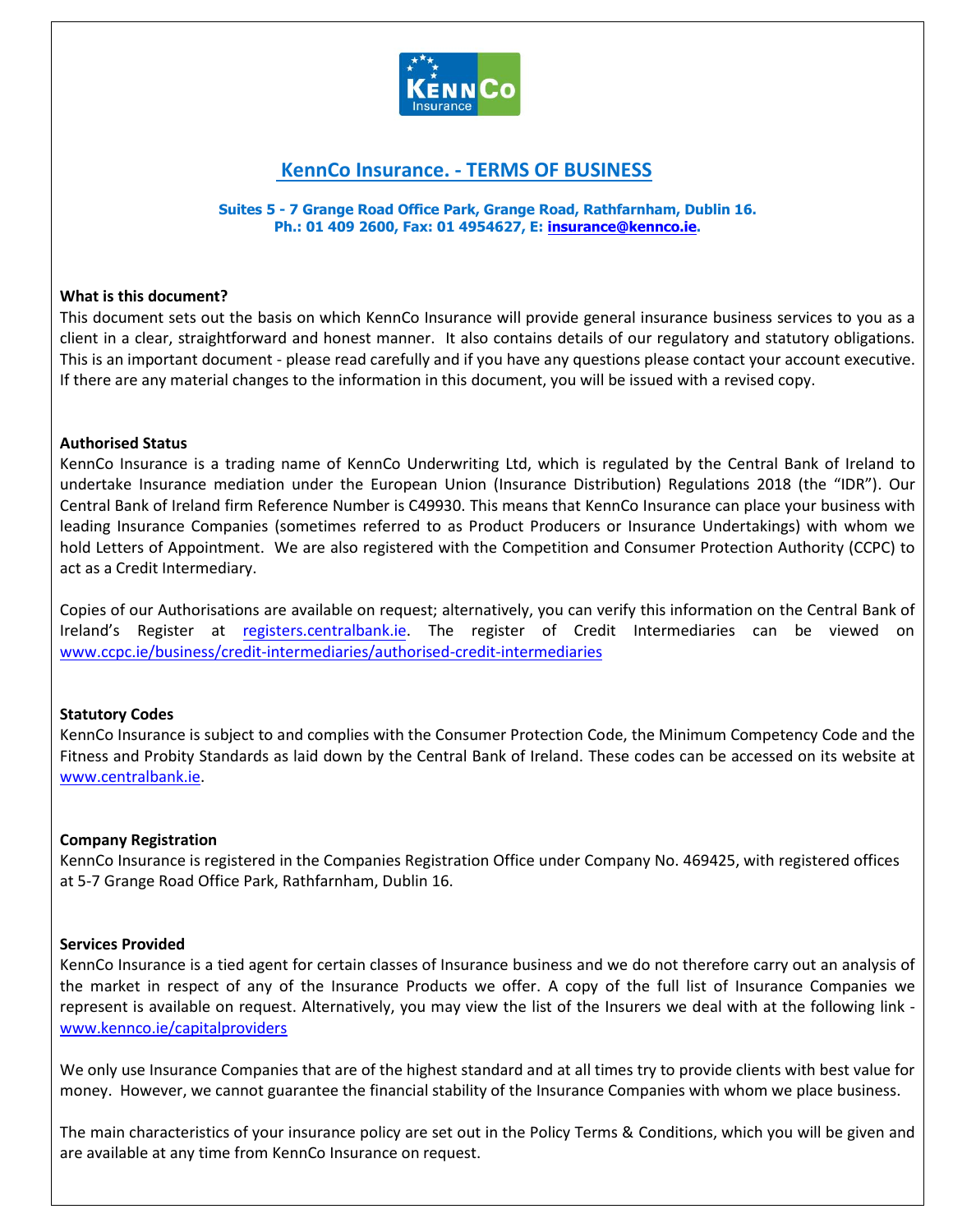# KennCo Insurance. - TERMS OF BUSINESS

**Suites 5 - 7 Grange Road Office Park, Grange Road, Rathfarnham, Dublin 16.**
**Ph.: 01 409 2600, Fax: 01 4954627, E: insurance@kennco.ie.**

**What is this document?**

This document sets out the basis on which KennCo Insurance will provide general insurance business services to you as a client in a clear, straightforward and honest manner. It also contains details of our regulatory and statutory obligations. This is an important document - please read carefully and if you have any questions please contact your account executive. If there are any material changes to the information in this document, you will be issued with a revised copy.

**Authorised Status**

KennCo Insurance is a trading name of KennCo Underwriting Ltd, which is regulated by the Central Bank of Ireland to undertake Insurance mediation under the European Union (Insurance Distribution) Regulations 2018 (the "IDR"). Our Central Bank of Ireland firm Reference Number is C49930. This means that KennCo Insurance can place your business with leading Insurance Companies (sometimes referred to as Product Producers or Insurance Undertakings) with whom we hold Letters of Appointment. We are also registered with the Competition and Consumer Protection Authority (CCPC) to act as a Credit Intermediary.

Copies of our Authorisations are available on request; alternatively, you can verify this information on the Central Bank of Ireland's Register at registers.centralbank.ie. The register of Credit Intermediaries can be viewed on www.ccpc.ie/business/credit-intermediaries/authorised-credit-intermediaries

**Statutory Codes**

KennCo Insurance is subject to and complies with the Consumer Protection Code, the Minimum Competency Code and the Fitness and Probity Standards as laid down by the Central Bank of Ireland. These codes can be accessed on its website at www.centralbank.ie.

**Company Registration**

KennCo Insurance is registered in the Companies Registration Office under Company No. 469425, with registered offices at 5-7 Grange Road Office Park, Rathfarnham, Dublin 16.

**Services Provided**

KennCo Insurance is a tied agent for certain classes of Insurance business and we do not therefore carry out an analysis of the market in respect of any of the Insurance Products we offer. A copy of the full list of Insurance Companies we represent is available on request. Alternatively, you may view the list of the Insurers we deal with at the following link - www.kennco.ie/capitalproviders

We only use Insurance Companies that are of the highest standard and at all times try to provide clients with best value for money. However, we cannot guarantee the financial stability of the Insurance Companies with whom we place business.

The main characteristics of your insurance policy are set out in the Policy Terms & Conditions, which you will be given and are available at any time from KennCo Insurance on request.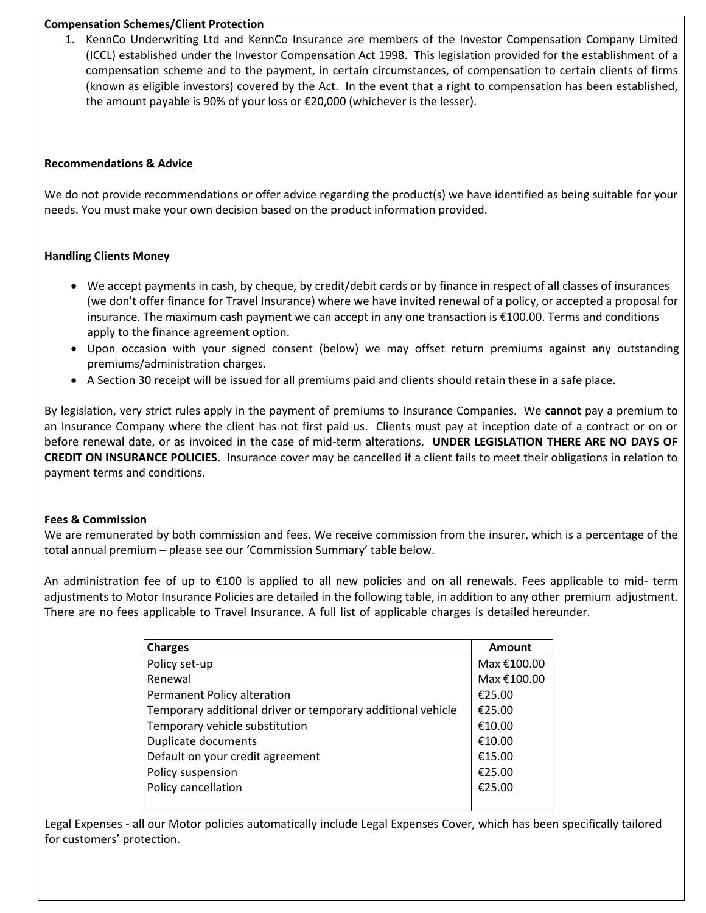**Compensation Schemes/Client Protection**

1. KennCo Underwriting Ltd and KennCo Insurance are members of the Investor Compensation Company Limited (ICCL) established under the Investor Compensation Act 1998. This legislation provided for the establishment of a compensation scheme and to the payment, in certain circumstances, of compensation to certain clients of firms (known as eligible investors) covered by the Act. In the event that a right to compensation has been established, the amount payable is 90% of your loss or €20,000 (whichever is the lesser).

**Recommendations & Advice**

We do not provide recommendations or offer advice regarding the product(s) we have identified as being suitable for your needs. You must make your own decision based on the product information provided.

**Handling Clients Money**

- We accept payments in cash, by cheque, by credit/debit cards or by finance in respect of all classes of insurances (we don't offer finance for Travel Insurance) where we have invited renewal of a policy, or accepted a proposal for insurance. The maximum cash payment we can accept in any one transaction is €100.00. Terms and conditions apply to the finance agreement option.
- Upon occasion with your signed consent (below) we may offset return premiums against any outstanding premiums/administration charges.
- A Section 30 receipt will be issued for all premiums paid and clients should retain these in a safe place.

By legislation, very strict rules apply in the payment of premiums to Insurance Companies. We **cannot** pay a premium to an Insurance Company where the client has not first paid us. Clients must pay at inception date of a contract or on or before renewal date, or as invoiced in the case of mid-term alterations. **UNDER LEGISLATION THERE ARE NO DAYS OF CREDIT ON INSURANCE POLICIES.** Insurance cover may be cancelled if a client fails to meet their obligations in relation to payment terms and conditions.

**Fees & Commission**

We are remunerated by both commission and fees. We receive commission from the insurer, which is a percentage of the total annual premium – please see our 'Commission Summary' table below.

An administration fee of up to €100 is applied to all new policies and on all renewals. Fees applicable to mid- term adjustments to Motor Insurance Policies are detailed in the following table, in addition to any other premium adjustment. There are no fees applicable to Travel Insurance. A full list of applicable charges is detailed hereunder.

| Charges | Amount |
|---|---|
| Policy set-up | Max €100.00 |
| Renewal | Max €100.00 |
| Permanent Policy alteration | €25.00 |
| Temporary additional driver or temporary additional vehicle | €25.00 |
| Temporary vehicle substitution | €10.00 |
| Duplicate documents | €10.00 |
| Default on your credit agreement | €15.00 |
| Policy suspension | €25.00 |
| Policy cancellation | €25.00 |

Legal Expenses - all our Motor policies automatically include Legal Expenses Cover, which has been specifically tailored for customers' protection.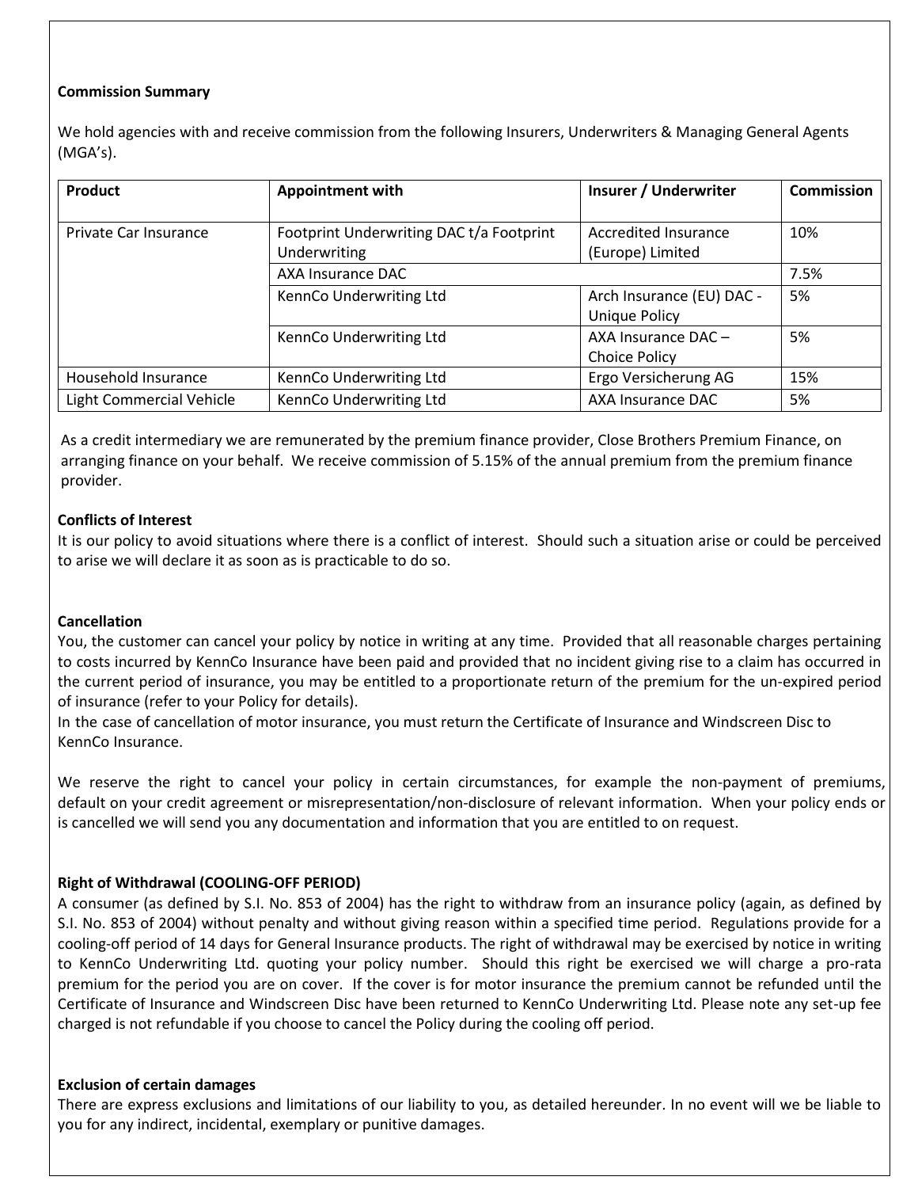**Commission Summary**

We hold agencies with and receive commission from the following Insurers, Underwriters & Managing General Agents (MGA's).

| Product | Appointment with | Insurer / Underwriter | Commission |
|---|---|---|---|
| Private Car Insurance | Footprint Underwriting DAC t/a Footprint Underwriting | Accredited Insurance (Europe) Limited | 10% |
| | AXA Insurance DAC | | 7.5% |
| | KennCo Underwriting Ltd | Arch Insurance (EU) DAC - Unique Policy | 5% |
| | KennCo Underwriting Ltd | AXA Insurance DAC – Choice Policy | 5% |
| Household Insurance | KennCo Underwriting Ltd | Ergo Versicherung AG | 15% |
| Light Commercial Vehicle | KennCo Underwriting Ltd | AXA Insurance DAC | 5% |

As a credit intermediary we are remunerated by the premium finance provider, Close Brothers Premium Finance, on arranging finance on your behalf. We receive commission of 5.15% of the annual premium from the premium finance provider.

**Conflicts of Interest**

It is our policy to avoid situations where there is a conflict of interest. Should such a situation arise or could be perceived to arise we will declare it as soon as is practicable to do so.

**Cancellation**

You, the customer can cancel your policy by notice in writing at any time. Provided that all reasonable charges pertaining to costs incurred by KennCo Insurance have been paid and provided that no incident giving rise to a claim has occurred in the current period of insurance, you may be entitled to a proportionate return of the premium for the un-expired period of insurance (refer to your Policy for details).

In the case of cancellation of motor insurance, you must return the Certificate of Insurance and Windscreen Disc to KennCo Insurance.

We reserve the right to cancel your policy in certain circumstances, for example the non-payment of premiums, default on your credit agreement or misrepresentation/non-disclosure of relevant information. When your policy ends or is cancelled we will send you any documentation and information that you are entitled to on request.

**Right of Withdrawal (COOLING-OFF PERIOD)**

A consumer (as defined by S.I. No. 853 of 2004) has the right to withdraw from an insurance policy (again, as defined by S.I. No. 853 of 2004) without penalty and without giving reason within a specified time period. Regulations provide for a cooling-off period of 14 days for General Insurance products. The right of withdrawal may be exercised by notice in writing to KennCo Underwriting Ltd. quoting your policy number. Should this right be exercised we will charge a pro-rata premium for the period you are on cover. If the cover is for motor insurance the premium cannot be refunded until the Certificate of Insurance and Windscreen Disc have been returned to KennCo Underwriting Ltd. Please note any set-up fee charged is not refundable if you choose to cancel the Policy during the cooling off period.

**Exclusion of certain damages**

There are express exclusions and limitations of our liability to you, as detailed hereunder. In no event will we be liable to you for any indirect, incidental, exemplary or punitive damages.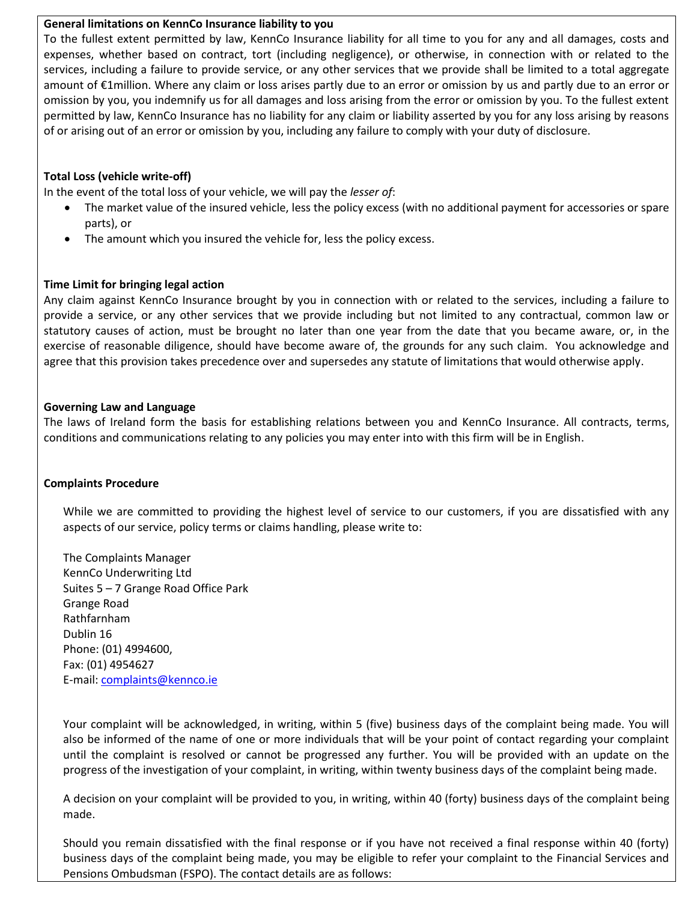**General limitations on KennCo Insurance liability to you**

To the fullest extent permitted by law, KennCo Insurance liability for all time to you for any and all damages, costs and expenses, whether based on contract, tort (including negligence), or otherwise, in connection with or related to the services, including a failure to provide service, or any other services that we provide shall be limited to a total aggregate amount of €1million. Where any claim or loss arises partly due to an error or omission by us and partly due to an error or omission by you, you indemnify us for all damages and loss arising from the error or omission by you. To the fullest extent permitted by law, KennCo Insurance has no liability for any claim or liability asserted by you for any loss arising by reasons of or arising out of an error or omission by you, including any failure to comply with your duty of disclosure.

**Total Loss (vehicle write-off)**

In the event of the total loss of your vehicle, we will pay the *lesser of*:

- The market value of the insured vehicle, less the policy excess (with no additional payment for accessories or spare parts), or
- The amount which you insured the vehicle for, less the policy excess.

**Time Limit for bringing legal action**

Any claim against KennCo Insurance brought by you in connection with or related to the services, including a failure to provide a service, or any other services that we provide including but not limited to any contractual, common law or statutory causes of action, must be brought no later than one year from the date that you became aware, or, in the exercise of reasonable diligence, should have become aware of, the grounds for any such claim. You acknowledge and agree that this provision takes precedence over and supersedes any statute of limitations that would otherwise apply.

**Governing Law and Language**

The laws of Ireland form the basis for establishing relations between you and KennCo Insurance. All contracts, terms, conditions and communications relating to any policies you may enter into with this firm will be in English.

**Complaints Procedure**

While we are committed to providing the highest level of service to our customers, if you are dissatisfied with any aspects of our service, policy terms or claims handling, please write to:

The Complaints Manager
KennCo Underwriting Ltd
Suites 5 – 7 Grange Road Office Park
Grange Road
Rathfarnham
Dublin 16
Phone: (01) 4994600,
Fax: (01) 4954627
E-mail: complaints@kennco.ie

Your complaint will be acknowledged, in writing, within 5 (five) business days of the complaint being made. You will also be informed of the name of one or more individuals that will be your point of contact regarding your complaint until the complaint is resolved or cannot be progressed any further. You will be provided with an update on the progress of the investigation of your complaint, in writing, within twenty business days of the complaint being made.

A decision on your complaint will be provided to you, in writing, within 40 (forty) business days of the complaint being made.

Should you remain dissatisfied with the final response or if you have not received a final response within 40 (forty) business days of the complaint being made, you may be eligible to refer your complaint to the Financial Services and Pensions Ombudsman (FSPO). The contact details are as follows: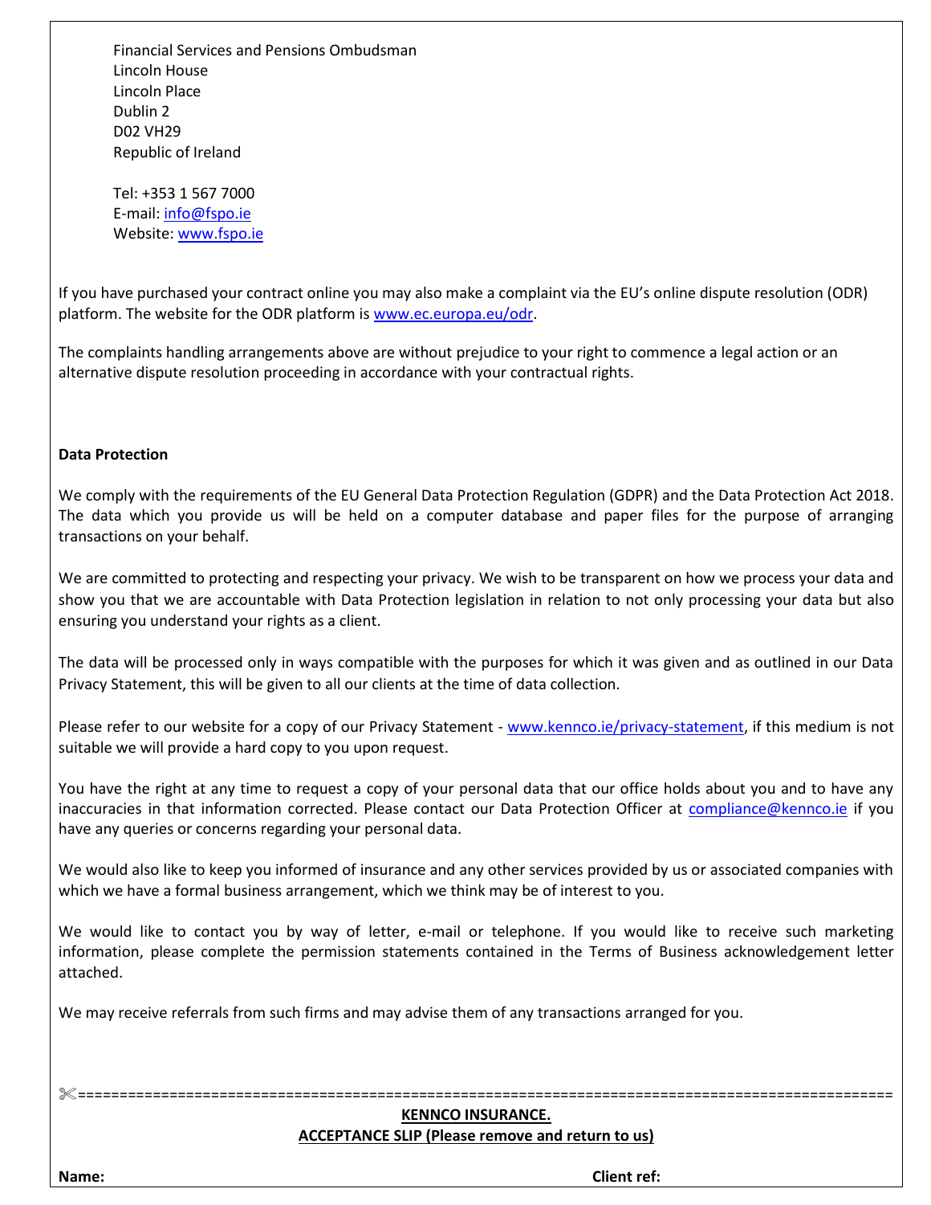Financial Services and Pensions Ombudsman
Lincoln House
Lincoln Place
Dublin 2
D02 VH29
Republic of Ireland

Tel: +353 1 567 7000
E-mail: info@fspo.ie
Website: www.fspo.ie

If you have purchased your contract online you may also make a complaint via the EU's online dispute resolution (ODR) platform. The website for the ODR platform is www.ec.europa.eu/odr.

The complaints handling arrangements above are without prejudice to your right to commence a legal action or an alternative dispute resolution proceeding in accordance with your contractual rights.

**Data Protection**

We comply with the requirements of the EU General Data Protection Regulation (GDPR) and the Data Protection Act 2018. The data which you provide us will be held on a computer database and paper files for the purpose of arranging transactions on your behalf.

We are committed to protecting and respecting your privacy. We wish to be transparent on how we process your data and show you that we are accountable with Data Protection legislation in relation to not only processing your data but also ensuring you understand your rights as a client.

The data will be processed only in ways compatible with the purposes for which it was given and as outlined in our Data Privacy Statement, this will be given to all our clients at the time of data collection.

Please refer to our website for a copy of our Privacy Statement - www.kennco.ie/privacy-statement, if this medium is not suitable we will provide a hard copy to you upon request.

You have the right at any time to request a copy of your personal data that our office holds about you and to have any inaccuracies in that information corrected. Please contact our Data Protection Officer at compliance@kennco.ie if you have any queries or concerns regarding your personal data.

We would also like to keep you informed of insurance and any other services provided by us or associated companies with which we have a formal business arrangement, which we think may be of interest to you.

We would like to contact you by way of letter, e-mail or telephone. If you would like to receive such marketing information, please complete the permission statements contained in the Terms of Business acknowledgement letter attached.

We may receive referrals from such firms and may advise them of any transactions arranged for you.

✂==================================================================================================

**KENNCO INSURANCE.**
**ACCEPTANCE SLIP (Please remove and return to us)**

**Name:** **Client ref:**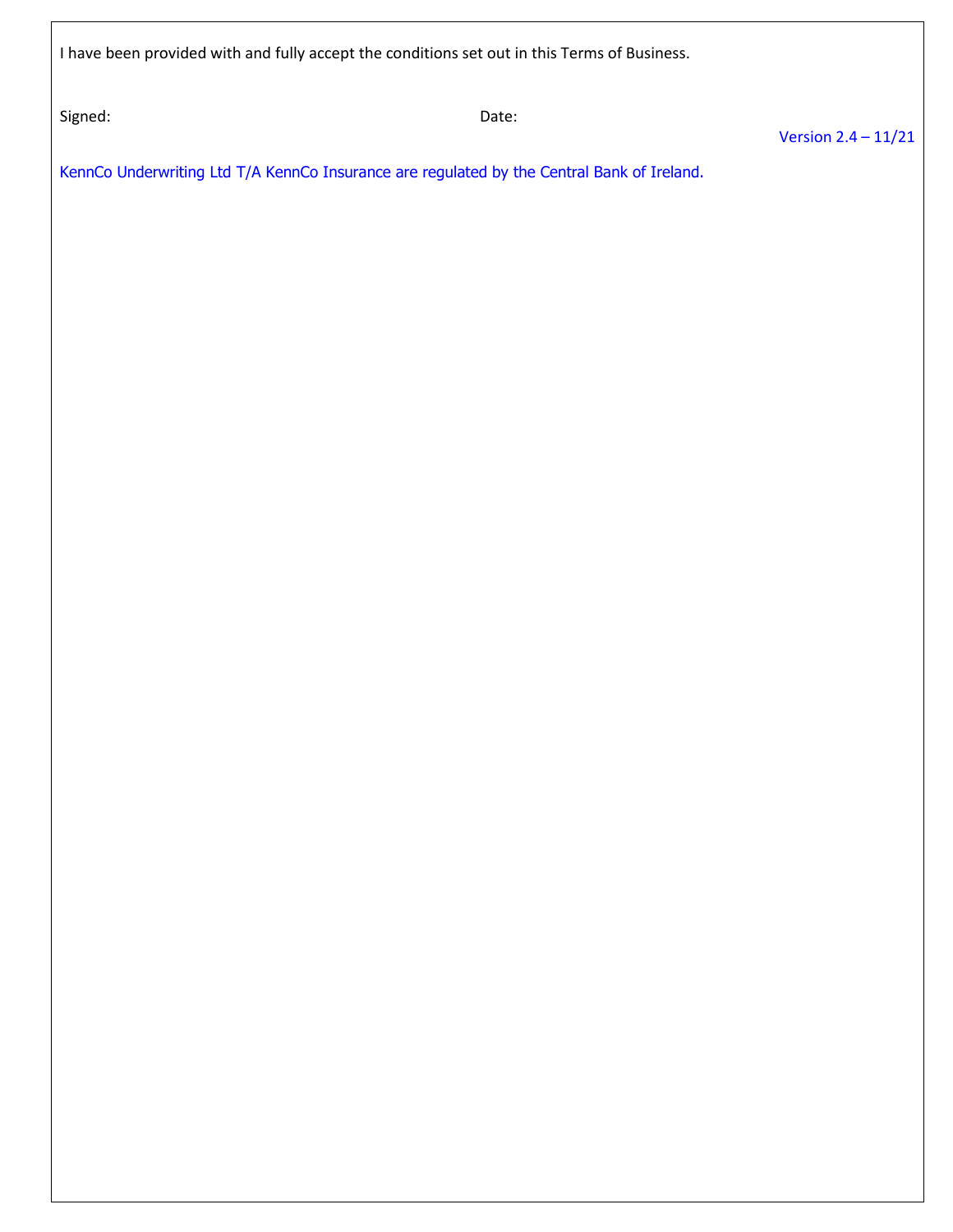I have been provided with and fully accept the conditions set out in this Terms of Business.

Signed: Date:

Version 2.4 – 11/21

KennCo Underwriting Ltd T/A KennCo Insurance are regulated by the Central Bank of Ireland.